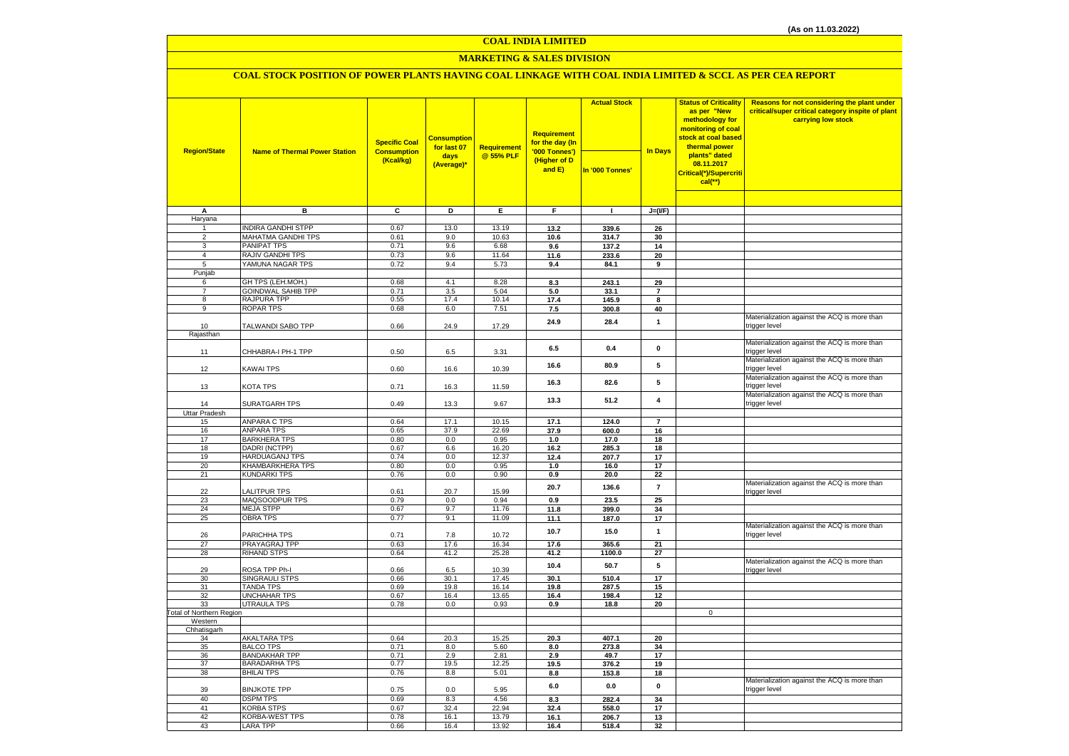(As on 11.03.2022)

# COAL INDIA LIMITED

## MARKETING & SALES DIVISION

### COAL STOCK POSITION OF POWER PLANTS HAVING COAL LINKAGE WITH COAL INDIA LIMITED & SCCL AS PER CEA REPORT

| Region/State | Name of Thermal Power Station | Specific Coal Consumption (Kcal/kg) | Consumption for last 07 days (Average)* | Requirement @ 55% PLF | Requirement for the day (In '000 Tonnes') (Higher of D and E) | Actual Stock In '000 Tonnes' | In Days | Status of Criticality as per "New methodology for monitoring of coal stock at coal based thermal power plants" dated 08.11.2017 Critical(*)/Supercritical(**) | Reasons for not considering the plant under critical/super critical category inspite of plant carrying low stock |
|---|---|---|---|---|---|---|---|---|---|
| A | B | C | D | E | F | I | J=(I/F) | | |
| Haryana | | | | | | | | | |
| 1 | INDIRA GANDHI STPP | 0.67 | 13.0 | 13.19 | 13.2 | 339.6 | 26 | | |
| 2 | MAHATMA GANDHI TPS | 0.61 | 9.0 | 10.63 | 10.6 | 314.7 | 30 | | |
| 3 | PANIPAT TPS | 0.71 | 9.6 | 6.68 | 9.6 | 137.2 | 14 | | |
| 4 | RAJIV GANDHI TPS | 0.73 | 9.6 | 11.64 | 11.6 | 233.6 | 20 | | |
| 5 | YAMUNA NAGAR TPS | 0.72 | 9.4 | 5.73 | 9.4 | 84.1 | 9 | | |
| Punjab | | | | | | | | | |
| 6 | GH TPS (LEH.MOH.) | 0.68 | 4.1 | 8.28 | 8.3 | 243.1 | 29 | | |
| 7 | GOINDWAL SAHIB TPP | 0.71 | 3.5 | 5.04 | 5.0 | 33.1 | 7 | | |
| 8 | RAJPURA TPP | 0.55 | 17.4 | 10.14 | 17.4 | 145.9 | 8 | | |
| 9 | ROPAR TPS | 0.68 | 6.0 | 7.51 | 7.5 | 300.8 | 40 | | |
| 10 | TALWANDI SABO TPP | 0.66 | 24.9 | 17.29 | 24.9 | 28.4 | 1 | | Materialization against the ACQ is more than trigger level |
| Rajasthan | | | | | | | | | |
| 11 | CHHABRA-I PH-1 TPP | 0.50 | 6.5 | 3.31 | 6.5 | 0.4 | 0 | | Materialization against the ACQ is more than trigger level |
| 12 | KAWAI TPS | 0.60 | 16.6 | 10.39 | 16.6 | 80.9 | 5 | | Materialization against the ACQ is more than trigger level |
| 13 | KOTA TPS | 0.71 | 16.3 | 11.59 | 16.3 | 82.6 | 5 | | Materialization against the ACQ is more than trigger level |
| 14 | SURATGARH TPS | 0.49 | 13.3 | 9.67 | 13.3 | 51.2 | 4 | | Materialization against the ACQ is more than trigger level |
| Uttar Pradesh | | | | | | | | | |
| 15 | ANPARA C TPS | 0.64 | 17.1 | 10.15 | 17.1 | 124.0 | 7 | | |
| 16 | ANPARA TPS | 0.65 | 37.9 | 22.69 | 37.9 | 600.0 | 16 | | |
| 17 | BARKHERA TPS | 0.80 | 0.0 | 0.95 | 1.0 | 17.0 | 18 | | |
| 18 | DADRI (NCTPP) | 0.67 | 6.6 | 16.20 | 16.2 | 285.3 | 18 | | |
| 19 | HARDUAGANJ TPS | 0.74 | 0.0 | 12.37 | 12.4 | 207.7 | 17 | | |
| 20 | KHAMBARKHERA TPS | 0.80 | 0.0 | 0.95 | 1.0 | 16.0 | 17 | | |
| 21 | KUNDARKI TPS | 0.76 | 0.0 | 0.90 | 0.9 | 20.0 | 22 | | |
| 22 | LALITPUR TPS | 0.61 | 20.7 | 15.99 | 20.7 | 136.6 | 7 | | Materialization against the ACQ is more than trigger level |
| 23 | MAQSOODPUR TPS | 0.79 | 0.0 | 0.94 | 0.9 | 23.5 | 25 | | |
| 24 | MEJA STPP | 0.67 | 9.7 | 11.76 | 11.8 | 399.0 | 34 | | |
| 25 | OBRA TPS | 0.77 | 9.1 | 11.09 | 11.1 | 187.0 | 17 | | |
| 26 | PARICHHA TPS | 0.71 | 7.8 | 10.72 | 10.7 | 15.0 | 1 | | Materialization against the ACQ is more than trigger level |
| 27 | PRAYAGRAJ TPP | 0.63 | 17.6 | 16.34 | 17.6 | 365.6 | 21 | | |
| 28 | RIHAND STPS | 0.64 | 41.2 | 25.28 | 41.2 | 1100.0 | 27 | | |
| 29 | ROSA TPP Ph-I | 0.66 | 6.5 | 10.39 | 10.4 | 50.7 | 5 | | Materialization against the ACQ is more than trigger level |
| 30 | SINGRAULI STPS | 0.66 | 30.1 | 17.45 | 30.1 | 510.4 | 17 | | |
| 31 | TANDA TPS | 0.69 | 19.8 | 16.14 | 19.8 | 287.5 | 15 | | |
| 32 | UNCHAHAR TPS | 0.67 | 16.4 | 13.65 | 16.4 | 198.4 | 12 | | |
| 33 | UTRAULA TPS | 0.78 | 0.0 | 0.93 | 0.9 | 18.8 | 20 | | |
| Total of Northern Region | | | | | | | | 0 | |
| Western | | | | | | | | | |
| Chhatisgarh | | | | | | | | | |
| 34 | AKALTARA TPS | 0.64 | 20.3 | 15.25 | 20.3 | 407.1 | 20 | | |
| 35 | BALCO TPS | 0.71 | 8.0 | 5.60 | 8.0 | 273.8 | 34 | | |
| 36 | BANDAKHAR TPP | 0.71 | 2.9 | 2.81 | 2.9 | 49.7 | 17 | | |
| 37 | BARADARHA TPS | 0.77 | 19.5 | 12.25 | 19.5 | 376.2 | 19 | | |
| 38 | BHILAI TPS | 0.76 | 8.8 | 5.01 | 8.8 | 153.8 | 18 | | |
| 39 | BINJKOTE TPP | 0.75 | 0.0 | 5.95 | 6.0 | 0.0 | 0 | | Materialization against the ACQ is more than trigger level |
| 40 | DSPM TPS | 0.69 | 8.3 | 4.56 | 8.3 | 282.4 | 34 | | |
| 41 | KORBA STPS | 0.67 | 32.4 | 22.94 | 32.4 | 558.0 | 17 | | |
| 42 | KORBA-WEST TPS | 0.78 | 16.1 | 13.79 | 16.1 | 206.7 | 13 | | |
| 43 | LARA TPP | 0.66 | 16.4 | 13.92 | 16.4 | 518.4 | 32 | | |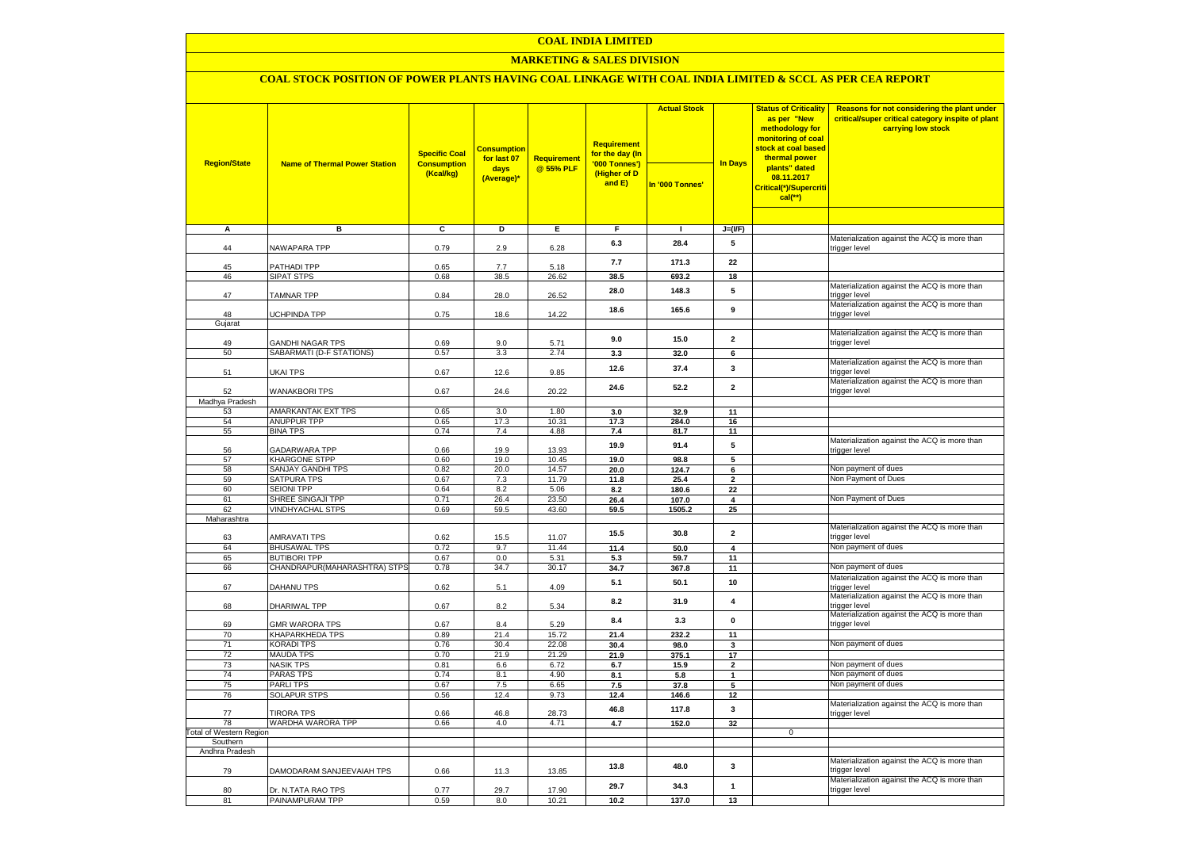# COAL INDIA LIMITED

## MARKETING & SALES DIVISION

### COAL STOCK POSITION OF POWER PLANTS HAVING COAL LINKAGE WITH COAL INDIA LIMITED & SCCL AS PER CEA REPORT

| Region/State | Name of Thermal Power Station | Specific Coal Consumption (Kcal/kg) | Consumption for last 07 days (Average)* | Requirement @ 55% PLF | Requirement for the day (In '000 Tonnes') (Higher of D and E) | Actual Stock In '000 Tonnes' | In Days | Status of Criticality as per "New methodology for monitoring of coal stock at coal based thermal power plants" dated 08.11.2017 Critical(*)/Supercritical(**) | Reasons for not considering the plant under critical/super critical category inspite of plant carrying low stock |
|---|---|---|---|---|---|---|---|---|---|
| A | B | C | D | E | F | I | J=(I/F) | | |
| 44 | NAWAPARA TPP | 0.79 | 2.9 | 6.28 | 6.3 | 28.4 | 5 | | Materialization against the ACQ is more than trigger level |
| 45 | PATHADI TPP | 0.65 | 7.7 | 5.18 | 7.7 | 171.3 | 22 | | |
| 46 | SIPAT STPS | 0.68 | 38.5 | 26.62 | 38.5 | 693.2 | 18 | | |
| 47 | TAMNAR TPP | 0.84 | 28.0 | 26.52 | 28.0 | 148.3 | 5 | | Materialization against the ACQ is more than trigger level |
| 48 | UCHPINDA TPP | 0.75 | 18.6 | 14.22 | 18.6 | 165.6 | 9 | | Materialization against the ACQ is more than trigger level |
| Gujarat | | | | | | | | | |
| 49 | GANDHI NAGAR TPS | 0.69 | 9.0 | 5.71 | 9.0 | 15.0 | 2 | | Materialization against the ACQ is more than trigger level |
| 50 | SABARMATI (D-F STATIONS) | 0.57 | 3.3 | 2.74 | 3.3 | 32.0 | 6 | | |
| 51 | UKAI TPS | 0.67 | 12.6 | 9.85 | 12.6 | 37.4 | 3 | | Materialization against the ACQ is more than trigger level |
| 52 | WANAKBORI TPS | 0.67 | 24.6 | 20.22 | 24.6 | 52.2 | 2 | | Materialization against the ACQ is more than trigger level |
| Madhya Pradesh | | | | | | | | | |
| 53 | AMARKANTAK EXT TPS | 0.65 | 3.0 | 1.80 | 3.0 | 32.9 | 11 | | |
| 54 | ANUPPUR TPP | 0.65 | 17.3 | 10.31 | 17.3 | 284.0 | 16 | | |
| 55 | BINA TPS | 0.74 | 7.4 | 4.88 | 7.4 | 81.7 | 11 | | |
| 56 | GADARWARA TPP | 0.66 | 19.9 | 13.93 | 19.9 | 91.4 | 5 | | Materialization against the ACQ is more than trigger level |
| 57 | KHARGONE STPP | 0.60 | 19.0 | 10.45 | 19.0 | 98.8 | 5 | | |
| 58 | SANJAY GANDHI TPS | 0.82 | 20.0 | 14.57 | 20.0 | 124.7 | 6 | | Non payment of dues |
| 59 | SATPURA TPS | 0.67 | 7.3 | 11.79 | 11.8 | 25.4 | 2 | | Non Payment of Dues |
| 60 | SEIONI TPP | 0.64 | 8.2 | 5.06 | 8.2 | 180.6 | 22 | | |
| 61 | SHREE SINGAJI TPP | 0.71 | 26.4 | 23.50 | 26.4 | 107.0 | 4 | | Non Payment of Dues |
| 62 | VINDHYACHAL STPS | 0.69 | 59.5 | 43.60 | 59.5 | 1505.2 | 25 | | |
| Maharashtra | | | | | | | | | |
| 63 | AMRAVATI TPS | 0.62 | 15.5 | 11.07 | 15.5 | 30.8 | 2 | | Materialization against the ACQ is more than trigger level |
| 64 | BHUSAWAL TPS | 0.72 | 9.7 | 11.44 | 11.4 | 50.0 | 4 | | Non payment of dues |
| 65 | BUTIBORI TPP | 0.67 | 0.0 | 5.31 | 5.3 | 59.7 | 11 | | |
| 66 | CHANDRAPUR(MAHARASHTRA) STPS | 0.78 | 34.7 | 30.17 | 34.7 | 367.8 | 11 | | Non payment of dues |
| 67 | DAHANU TPS | 0.62 | 5.1 | 4.09 | 5.1 | 50.1 | 10 | | Materialization against the ACQ is more than trigger level |
| 68 | DHARIWAL TPP | 0.67 | 8.2 | 5.34 | 8.2 | 31.9 | 4 | | Materialization against the ACQ is more than trigger level |
| 69 | GMR WARORA TPS | 0.67 | 8.4 | 5.29 | 8.4 | 3.3 | 0 | | Materialization against the ACQ is more than trigger level |
| 70 | KHAPARKHEDA TPS | 0.89 | 21.4 | 15.72 | 21.4 | 232.2 | 11 | | |
| 71 | KORADI TPS | 0.76 | 30.4 | 22.08 | 30.4 | 98.0 | 3 | | Non payment of dues |
| 72 | MAUDA TPS | 0.70 | 21.9 | 21.29 | 21.9 | 375.1 | 17 | | |
| 73 | NASIK TPS | 0.81 | 6.6 | 6.72 | 6.7 | 15.9 | 2 | | Non payment of dues |
| 74 | PARAS TPS | 0.74 | 8.1 | 4.90 | 8.1 | 5.8 | 1 | | Non payment of dues |
| 75 | PARLI TPS | 0.67 | 7.5 | 6.65 | 7.5 | 37.8 | 5 | | Non payment of dues |
| 76 | SOLAPUR STPS | 0.56 | 12.4 | 9.73 | 12.4 | 146.6 | 12 | | |
| 77 | TIRORA TPS | 0.66 | 46.8 | 28.73 | 46.8 | 117.8 | 3 | | Materialization against the ACQ is more than trigger level |
| 78 | WARDHA WARORA TPP | 0.66 | 4.0 | 4.71 | 4.7 | 152.0 | 32 | | |
| Total of Western Region | | | | | | | | 0 | |
| Southern | | | | | | | | | |
| Andhra Pradesh | | | | | | | | | |
| 79 | DAMODARAM SANJEEVAIAH TPS | 0.66 | 11.3 | 13.85 | 13.8 | 48.0 | 3 | | Materialization against the ACQ is more than trigger level |
| 80 | Dr. N.TATA RAO TPS | 0.77 | 29.7 | 17.90 | 29.7 | 34.3 | 1 | | Materialization against the ACQ is more than trigger level |
| 81 | PAINAMPURAM TPP | 0.59 | 8.0 | 10.21 | 10.2 | 137.0 | 13 | | |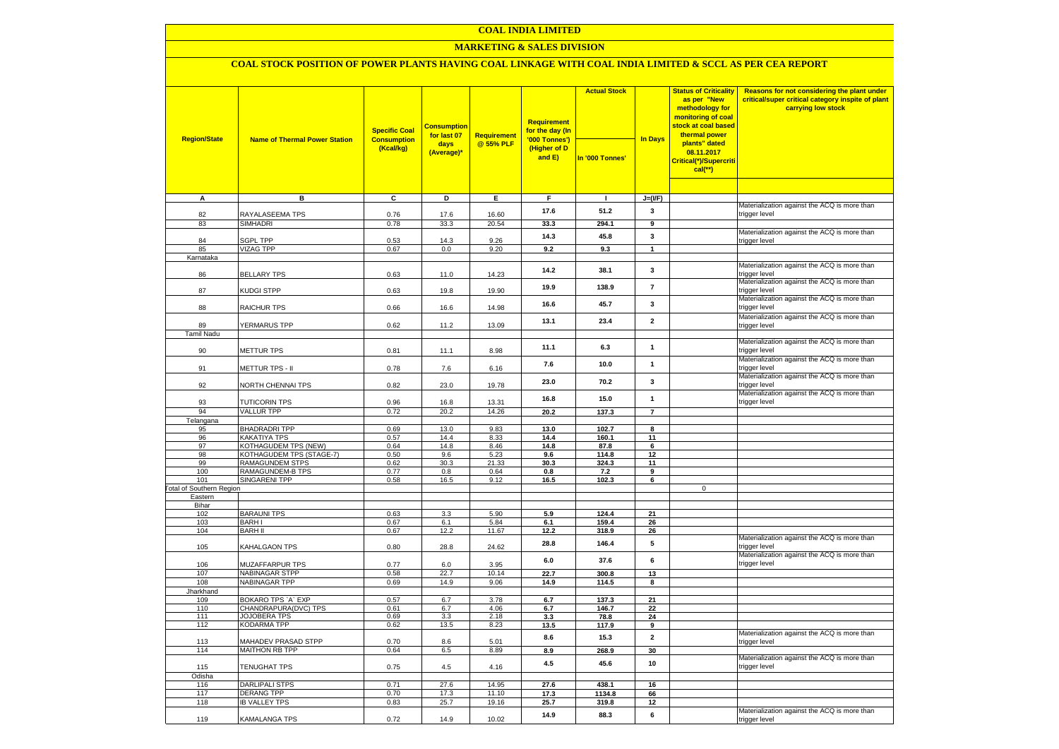# COAL INDIA LIMITED

## MARKETING & SALES DIVISION

### COAL STOCK POSITION OF POWER PLANTS HAVING COAL LINKAGE WITH COAL INDIA LIMITED & SCCL AS PER CEA REPORT

| Region/State | Name of Thermal Power Station | Specific Coal Consumption (Kcal/kg) | Consumption for last 07 days (Average)* | Requirement @ 55% PLF | Requirement for the day (In '000 Tonnes') (Higher of D and E) | Actual Stock In '000 Tonnes' | In Days | Status of Criticality as per "New methodology for monitoring of coal stock at coal based thermal power plants" dated 08.11.2017 Critical(*)/Supercritical(**) | Reasons for not considering the plant under critical/super critical category inspite of plant carrying low stock |
|---|---|---|---|---|---|---|---|---|---|
| A | B | C | D | E | F | I | J=(I/F) | | |
| 82 | RAYALASEEMA TPS | 0.76 | 17.6 | 16.60 | 17.6 | 51.2 | 3 | | Materialization against the ACQ is more than trigger level |
| 83 | SIMHADRI | 0.78 | 33.3 | 20.54 | 33.3 | 294.1 | 9 | | |
| 84 | SGPL TPP | 0.53 | 14.3 | 9.26 | 14.3 | 45.8 | 3 | | Materialization against the ACQ is more than trigger level |
| 85 | VIZAG TPP | 0.67 | 0.0 | 9.20 | 9.2 | 9.3 | 1 | | |
| Karnataka | | | | | | | | | |
| 86 | BELLARY TPS | 0.63 | 11.0 | 14.23 | 14.2 | 38.1 | 3 | | Materialization against the ACQ is more than trigger level |
| 87 | KUDGI STPP | 0.63 | 19.8 | 19.90 | 19.9 | 138.9 | 7 | | Materialization against the ACQ is more than trigger level |
| 88 | RAICHUR TPS | 0.66 | 16.6 | 14.98 | 16.6 | 45.7 | 3 | | Materialization against the ACQ is more than trigger level |
| 89 | YERMARUS TPP | 0.62 | 11.2 | 13.09 | 13.1 | 23.4 | 2 | | Materialization against the ACQ is more than trigger level |
| Tamil Nadu | | | | | | | | | |
| 90 | METTUR TPS | 0.81 | 11.1 | 8.98 | 11.1 | 6.3 | 1 | | Materialization against the ACQ is more than trigger level |
| 91 | METTUR TPS - II | 0.78 | 7.6 | 6.16 | 7.6 | 10.0 | 1 | | Materialization against the ACQ is more than trigger level |
| 92 | NORTH CHENNAI TPS | 0.82 | 23.0 | 19.78 | 23.0 | 70.2 | 3 | | Materialization against the ACQ is more than trigger level |
| 93 | TUTICORIN TPS | 0.96 | 16.8 | 13.31 | 16.8 | 15.0 | 1 | | Materialization against the ACQ is more than trigger level |
| 94 | VALLUR TPP | 0.72 | 20.2 | 14.26 | 20.2 | 137.3 | 7 | | |
| Telangana | | | | | | | | | |
| 95 | BHADRADRI TPP | 0.69 | 13.0 | 9.83 | 13.0 | 102.7 | 8 | | |
| 96 | KAKATIYA TPS | 0.57 | 14.4 | 8.33 | 14.4 | 160.1 | 11 | | |
| 97 | KOTHAGUDEM TPS (NEW) | 0.64 | 14.8 | 8.46 | 14.8 | 87.8 | 6 | | |
| 98 | KOTHAGUDEM TPS (STAGE-7) | 0.50 | 9.6 | 5.23 | 9.6 | 114.8 | 12 | | |
| 99 | RAMAGUNDEM STPS | 0.62 | 30.3 | 21.33 | 30.3 | 324.3 | 11 | | |
| 100 | RAMAGUNDEM-B TPS | 0.77 | 0.8 | 0.64 | 0.8 | 7.2 | 9 | | |
| 101 | SINGARENI TPP | 0.58 | 16.5 | 9.12 | 16.5 | 102.3 | 6 | | |
| Total of Southern Region | | | | | | | | 0 | |
| Eastern | | | | | | | | | |
| Bihar | | | | | | | | | |
| 102 | BARAUNI TPS | 0.63 | 3.3 | 5.90 | 5.9 | 124.4 | 21 | | |
| 103 | BARH I | 0.67 | 6.1 | 5.84 | 6.1 | 159.4 | 26 | | |
| 104 | BARH II | 0.67 | 12.2 | 11.67 | 12.2 | 318.9 | 26 | | |
| 105 | KAHALGAON TPS | 0.80 | 28.8 | 24.62 | 28.8 | 146.4 | 5 | | Materialization against the ACQ is more than trigger level |
| 106 | MUZAFFARPUR TPS | 0.77 | 6.0 | 3.95 | 6.0 | 37.6 | 6 | | Materialization against the ACQ is more than trigger level |
| 107 | NABINAGAR STPP | 0.58 | 22.7 | 10.14 | 22.7 | 300.8 | 13 | | |
| 108 | NABINAGAR TPP | 0.69 | 14.9 | 9.06 | 14.9 | 114.5 | 8 | | |
| Jharkhand | | | | | | | | | |
| 109 | BOKARO TPS `A` EXP | 0.57 | 6.7 | 3.78 | 6.7 | 137.3 | 21 | | |
| 110 | CHANDRAPURA(DVC) TPS | 0.61 | 6.7 | 4.06 | 6.7 | 146.7 | 22 | | |
| 111 | JOJOBERA TPS | 0.69 | 3.3 | 2.18 | 3.3 | 78.8 | 24 | | |
| 112 | KODARMA TPP | 0.62 | 13.5 | 8.23 | 13.5 | 117.9 | 9 | | |
| 113 | MAHADEV PRASAD STPP | 0.70 | 8.6 | 5.01 | 8.6 | 15.3 | 2 | | Materialization against the ACQ is more than trigger level |
| 114 | MAITHON RB TPP | 0.64 | 6.5 | 8.89 | 8.9 | 268.9 | 30 | | |
| 115 | TENUGHAT TPS | 0.75 | 4.5 | 4.16 | 4.5 | 45.6 | 10 | | Materialization against the ACQ is more than trigger level |
| Odisha | | | | | | | | | |
| 116 | DARLIPALI STPS | 0.71 | 27.6 | 14.95 | 27.6 | 438.1 | 16 | | |
| 117 | DERANG TPP | 0.70 | 17.3 | 11.10 | 17.3 | 1134.8 | 66 | | |
| 118 | IB VALLEY TPS | 0.83 | 25.7 | 19.16 | 25.7 | 319.8 | 12 | | |
| 119 | KAMALANGA TPS | 0.72 | 14.9 | 10.02 | 14.9 | 88.3 | 6 | | Materialization against the ACQ is more than trigger level |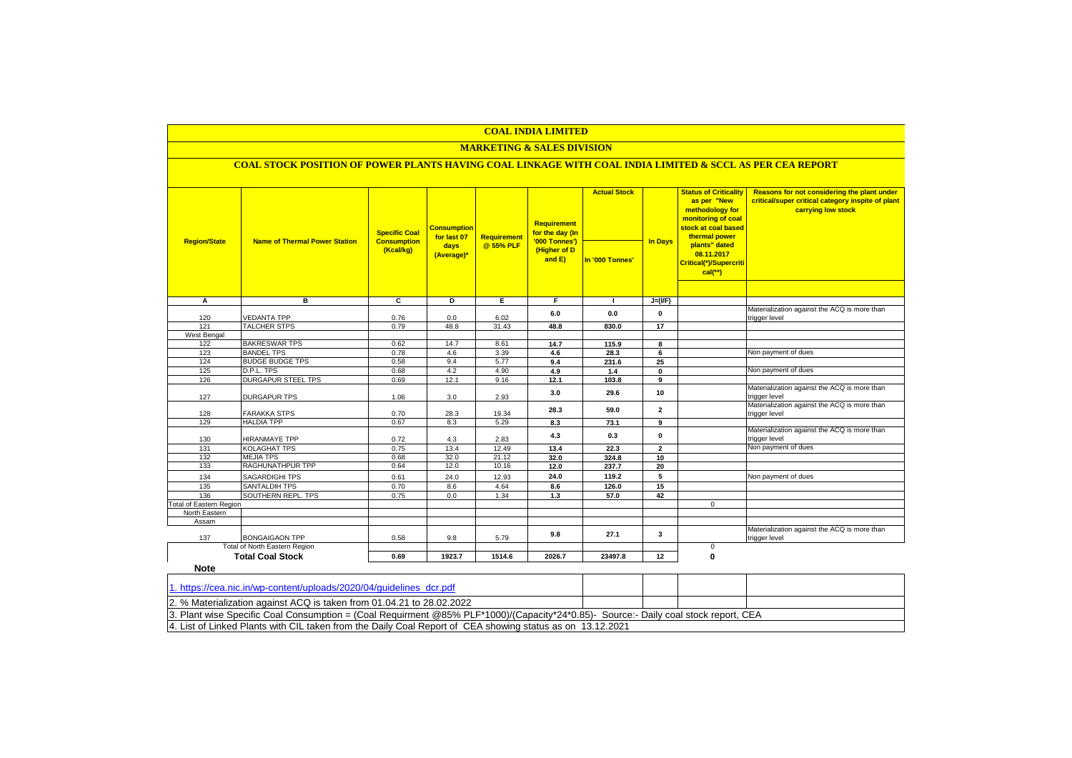# COAL INDIA LIMITED

## MARKETING & SALES DIVISION

### COAL STOCK POSITION OF POWER PLANTS HAVING COAL LINKAGE WITH COAL INDIA LIMITED & SCCL AS PER CEA REPORT

| Region/State | Name of Thermal Power Station | Specific Coal Consumption (Kcal/kg) | Consumption for last 07 days (Average)* | Requirement @ 55% PLF | Requirement for the day (In '000 Tonnes') (Higher of D and E) | Actual Stock In '000 Tonnes' | In Days | Status of Criticality as per "New methodology for monitoring of coal stock at coal based thermal power plants" dated 08.11.2017 Critical(*)/Supercritical(**) | Reasons for not considering the plant under critical/super critical category inspite of plant carrying low stock |
|---|---|---|---|---|---|---|---|---|---|
| A | B | C | D | E | F | I | J=(I/F) | | |
| 120 | VEDANTA TPP | 0.76 | 0.0 | 6.02 | 6.0 | 0.0 | 0 | | Materialization against the ACQ is more than trigger level |
| 121 | TALCHER STPS | 0.79 | 48.8 | 31.43 | 48.8 | 830.0 | 17 | | |
| West Bengal | | | | | | | | | |
| 122 | BAKRESWAR TPS | 0.62 | 14.7 | 8.61 | 14.7 | 115.9 | 8 | | |
| 123 | BANDEL TPS | 0.78 | 4.6 | 3.39 | 4.6 | 28.3 | 6 | | Non payment of dues |
| 124 | BUDGE BUDGE TPS | 0.58 | 9.4 | 5.77 | 9.4 | 231.6 | 25 | | |
| 125 | D.P.L. TPS | 0.68 | 4.2 | 4.90 | 4.9 | 1.4 | 0 | | Non payment of dues |
| 126 | DURGAPUR STEEL TPS | 0.69 | 12.1 | 9.16 | 12.1 | 103.8 | 9 | | |
| 127 | DURGAPUR TPS | 1.06 | 3.0 | 2.93 | 3.0 | 29.6 | 10 | | Materialization against the ACQ is more than trigger level |
| 128 | FARAKKA STPS | 0.70 | 28.3 | 19.34 | 28.3 | 59.0 | 2 | | Materialization against the ACQ is more than trigger level |
| 129 | HALDIA TPP | 0.67 | 8.3 | 5.29 | 8.3 | 73.1 | 9 | | |
| 130 | HIRANMAYE TPP | 0.72 | 4.3 | 2.83 | 4.3 | 0.3 | 0 | | Materialization against the ACQ is more than trigger level |
| 131 | KOLAGHAT TPS | 0.75 | 13.4 | 12.49 | 13.4 | 22.3 | 2 | | Non payment of dues |
| 132 | MEJIA TPS | 0.68 | 32.0 | 21.12 | 32.0 | 324.8 | 10 | | |
| 133 | RAGHUNATHPUR TPP | 0.64 | 12.0 | 10.16 | 12.0 | 237.7 | 20 | | |
| 134 | SAGARDIGHI TPS | 0.61 | 24.0 | 12.93 | 24.0 | 119.2 | 5 | | Non payment of dues |
| 135 | SANTALDIH TPS | 0.70 | 8.6 | 4.64 | 8.6 | 126.0 | 15 | | |
| 136 | SOUTHERN REPL. TPS | 0.75 | 0.0 | 1.34 | 1.3 | 57.0 | 42 | | |
| Total of Eastern Region | | | | | | | | 0 | |
| North Eastern | | | | | | | | | |
| Assam | | | | | | | | | |
| 137 | BONGAIGAON TPP | 0.58 | 9.8 | 5.79 | 9.8 | 27.1 | 3 | | Materialization against the ACQ is more than trigger level |
| Total of North Eastern Region | | | | | | | | 0 | |
| **Total Coal Stock** | | 0.69 | 1923.7 | 1514.6 | 2026.7 | 23497.8 | 12 | 0 | |

**Note**

1. https://cea.nic.in/wp-content/uploads/2020/04/guidelines_dcr.pdf
2. % Materialization against ACQ is taken from 01.04.21 to 28.02.2022
3. Plant wise Specific Coal Consumption = (Coal Requirment @85% PLF*1000)/(Capacity*24*0.85)- Source:- Daily coal stock report, CEA
4. List of Linked Plants with CIL taken from the Daily Coal Report of CEA showing status as on 13.12.2021